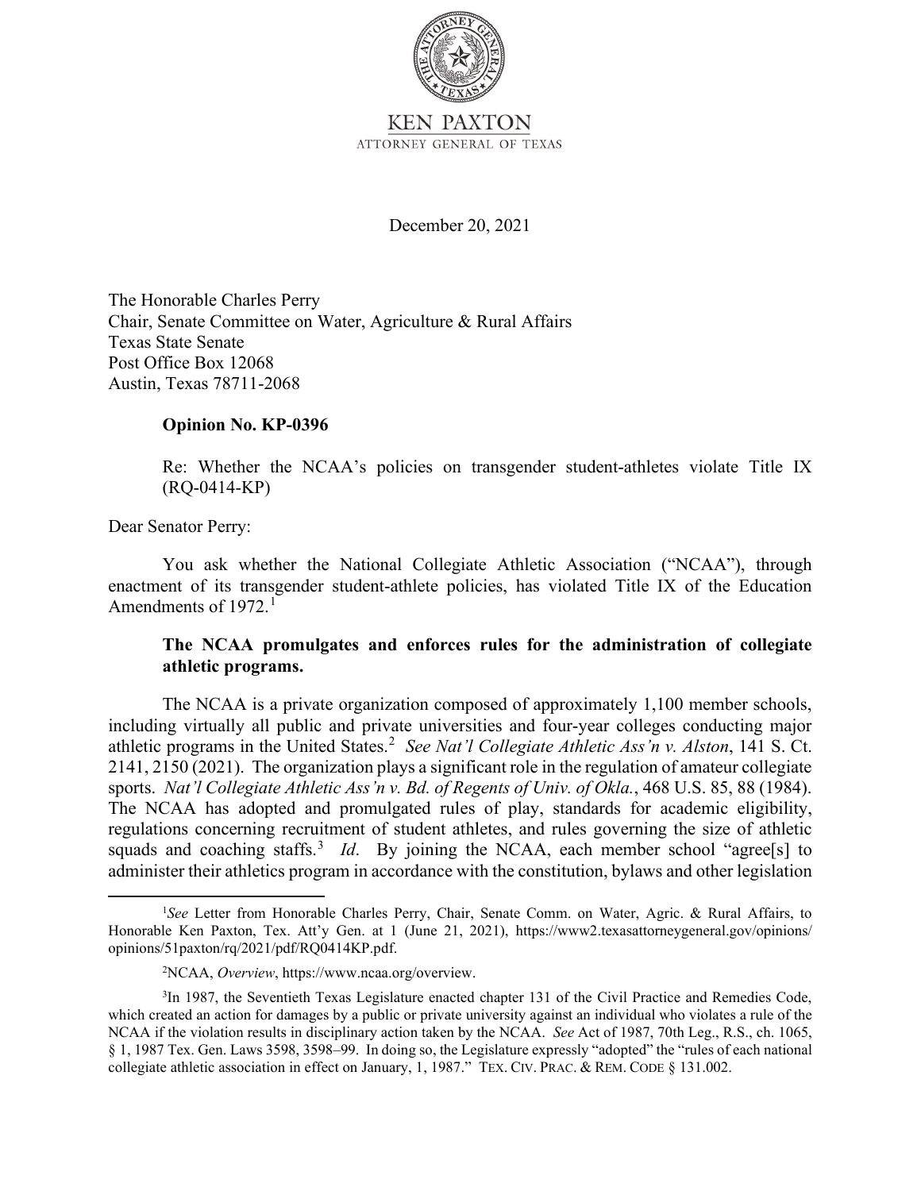KEN PAXTON
ATTORNEY GENERAL OF TEXAS

December 20, 2021

The Honorable Charles Perry
Chair, Senate Committee on Water, Agriculture & Rural Affairs
Texas State Senate
Post Office Box 12068
Austin, Texas 78711-2068

**Opinion No. KP-0396**

Re: Whether the NCAA's policies on transgender student-athletes violate Title IX (RQ-0414-KP)

Dear Senator Perry:

You ask whether the National Collegiate Athletic Association ("NCAA"), through enactment of its transgender student-athlete policies, has violated Title IX of the Education Amendments of 1972.[1]

**The NCAA promulgates and enforces rules for the administration of collegiate athletic programs.**

The NCAA is a private organization composed of approximately 1,100 member schools, including virtually all public and private universities and four-year colleges conducting major athletic programs in the United States.[2] *See Nat'l Collegiate Athletic Ass'n v. Alston*, 141 S. Ct. 2141, 2150 (2021). The organization plays a significant role in the regulation of amateur collegiate sports. *Nat'l Collegiate Athletic Ass'n v. Bd. of Regents of Univ. of Okla.*, 468 U.S. 85, 88 (1984). The NCAA has adopted and promulgated rules of play, standards for academic eligibility, regulations concerning recruitment of student athletes, and rules governing the size of athletic squads and coaching staffs.[3] *Id*. By joining the NCAA, each member school "agree[s] to administer their athletics program in accordance with the constitution, bylaws and other legislation

---

[1]*See* Letter from Honorable Charles Perry, Chair, Senate Comm. on Water, Agric. & Rural Affairs, to Honorable Ken Paxton, Tex. Att'y Gen. at 1 (June 21, 2021), https://www2.texasattorneygeneral.gov/opinions/opinions/51paxton/rq/2021/pdf/RQ0414KP.pdf.

[2]NCAA, *Overview*, https://www.ncaa.org/overview.

[3]In 1987, the Seventieth Texas Legislature enacted chapter 131 of the Civil Practice and Remedies Code, which created an action for damages by a public or private university against an individual who violates a rule of the NCAA if the violation results in disciplinary action taken by the NCAA. *See* Act of 1987, 70th Leg., R.S., ch. 1065, § 1, 1987 Tex. Gen. Laws 3598, 3598–99. In doing so, the Legislature expressly "adopted" the "rules of each national collegiate athletic association in effect on January, 1, 1987." TEX. CIV. PRAC. & REM. CODE § 131.002.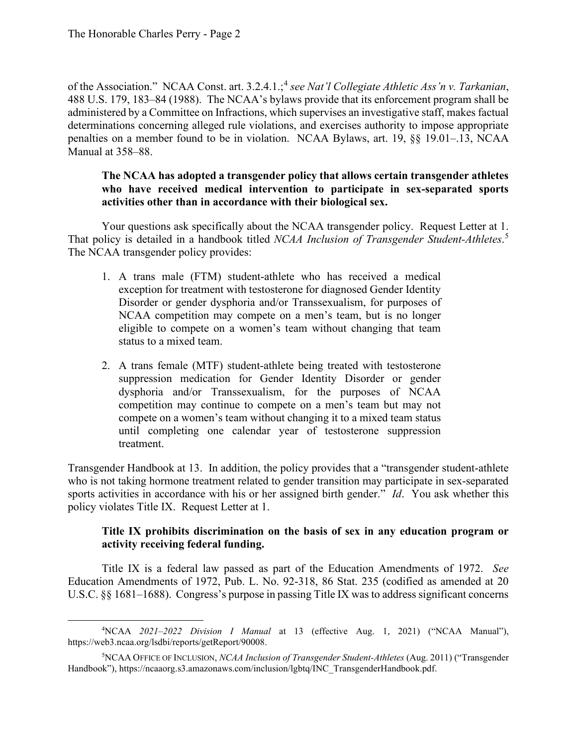of the Association." NCAA Const. art. 3.2.4.1.;[4] *see Nat'l Collegiate Athletic Ass'n v. Tarkanian*, 488 U.S. 179, 183–84 (1988). The NCAA's bylaws provide that its enforcement program shall be administered by a Committee on Infractions, which supervises an investigative staff, makes factual determinations concerning alleged rule violations, and exercises authority to impose appropriate penalties on a member found to be in violation. NCAA Bylaws, art. 19, §§ 19.01–.13, NCAA Manual at 358–88.

**The NCAA has adopted a transgender policy that allows certain transgender athletes who have received medical intervention to participate in sex-separated sports activities other than in accordance with their biological sex.**

Your questions ask specifically about the NCAA transgender policy. Request Letter at 1. That policy is detailed in a handbook titled *NCAA Inclusion of Transgender Student-Athletes*.[5] The NCAA transgender policy provides:

1. A trans male (FTM) student-athlete who has received a medical exception for treatment with testosterone for diagnosed Gender Identity Disorder or gender dysphoria and/or Transsexualism, for purposes of NCAA competition may compete on a men's team, but is no longer eligible to compete on a women's team without changing that team status to a mixed team.

2. A trans female (MTF) student-athlete being treated with testosterone suppression medication for Gender Identity Disorder or gender dysphoria and/or Transsexualism, for the purposes of NCAA competition may continue to compete on a men's team but may not compete on a women's team without changing it to a mixed team status until completing one calendar year of testosterone suppression treatment.

Transgender Handbook at 13. In addition, the policy provides that a "transgender student-athlete who is not taking hormone treatment related to gender transition may participate in sex-separated sports activities in accordance with his or her assigned birth gender." *Id*. You ask whether this policy violates Title IX. Request Letter at 1.

**Title IX prohibits discrimination on the basis of sex in any education program or activity receiving federal funding.**

Title IX is a federal law passed as part of the Education Amendments of 1972. *See* Education Amendments of 1972, Pub. L. No. 92-318, 86 Stat. 235 (codified as amended at 20 U.S.C. §§ 1681–1688). Congress's purpose in passing Title IX was to address significant concerns

---

[4] NCAA *2021–2022 Division I Manual* at 13 (effective Aug. 1, 2021) ("NCAA Manual"), https://web3.ncaa.org/lsdbi/reports/getReport/90008.

[5] NCAA OFFICE OF INCLUSION, *NCAA Inclusion of Transgender Student-Athletes* (Aug. 2011) ("Transgender Handbook"), https://ncaaorg.s3.amazonaws.com/inclusion/lgbtq/INC_TransgenderHandbook.pdf.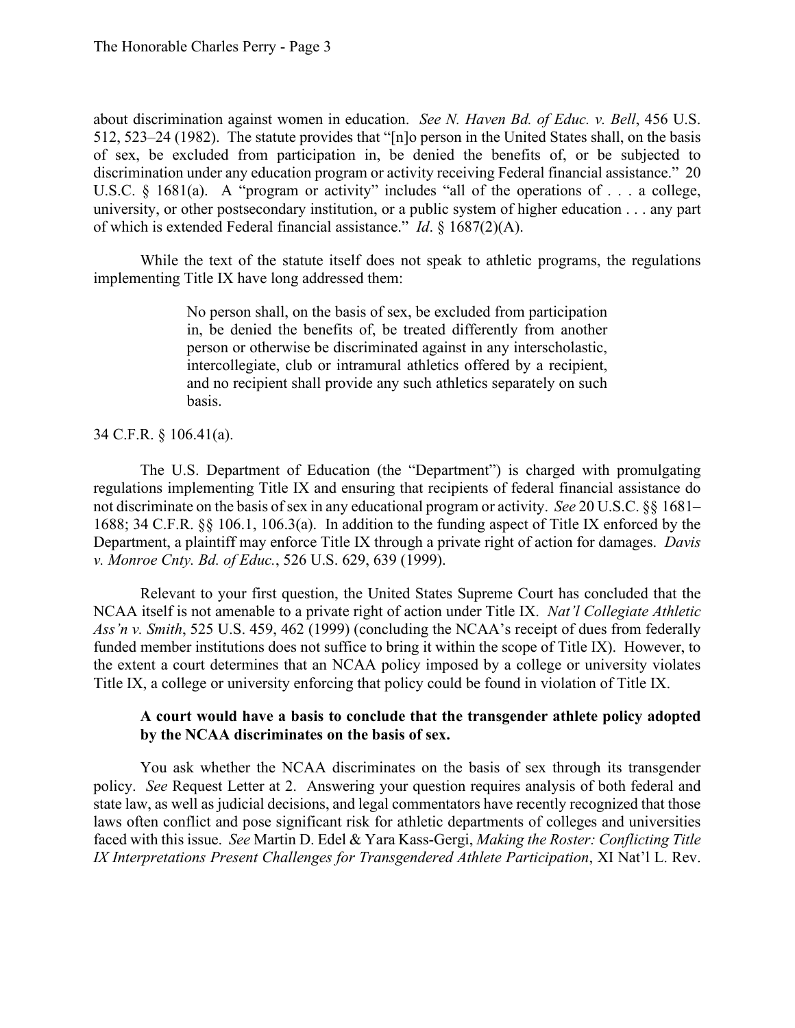about discrimination against women in education. *See N. Haven Bd. of Educ. v. Bell*, 456 U.S. 512, 523–24 (1982). The statute provides that "[n]o person in the United States shall, on the basis of sex, be excluded from participation in, be denied the benefits of, or be subjected to discrimination under any education program or activity receiving Federal financial assistance." 20 U.S.C. § 1681(a). A "program or activity" includes "all of the operations of . . . a college, university, or other postsecondary institution, or a public system of higher education . . . any part of which is extended Federal financial assistance." *Id*. § 1687(2)(A).

While the text of the statute itself does not speak to athletic programs, the regulations implementing Title IX have long addressed them:

> No person shall, on the basis of sex, be excluded from participation in, be denied the benefits of, be treated differently from another person or otherwise be discriminated against in any interscholastic, intercollegiate, club or intramural athletics offered by a recipient, and no recipient shall provide any such athletics separately on such basis.

34 C.F.R. § 106.41(a).

The U.S. Department of Education (the "Department") is charged with promulgating regulations implementing Title IX and ensuring that recipients of federal financial assistance do not discriminate on the basis of sex in any educational program or activity. *See* 20 U.S.C. §§ 1681–1688; 34 C.F.R. §§ 106.1, 106.3(a). In addition to the funding aspect of Title IX enforced by the Department, a plaintiff may enforce Title IX through a private right of action for damages. *Davis v. Monroe Cnty. Bd. of Educ.*, 526 U.S. 629, 639 (1999).

Relevant to your first question, the United States Supreme Court has concluded that the NCAA itself is not amenable to a private right of action under Title IX. *Nat'l Collegiate Athletic Ass'n v. Smith*, 525 U.S. 459, 462 (1999) (concluding the NCAA's receipt of dues from federally funded member institutions does not suffice to bring it within the scope of Title IX). However, to the extent a court determines that an NCAA policy imposed by a college or university violates Title IX, a college or university enforcing that policy could be found in violation of Title IX.

**A court would have a basis to conclude that the transgender athlete policy adopted by the NCAA discriminates on the basis of sex.**

You ask whether the NCAA discriminates on the basis of sex through its transgender policy. *See* Request Letter at 2. Answering your question requires analysis of both federal and state law, as well as judicial decisions, and legal commentators have recently recognized that those laws often conflict and pose significant risk for athletic departments of colleges and universities faced with this issue. *See* Martin D. Edel & Yara Kass-Gergi, *Making the Roster: Conflicting Title IX Interpretations Present Challenges for Transgendered Athlete Participation*, XI Nat'l L. Rev.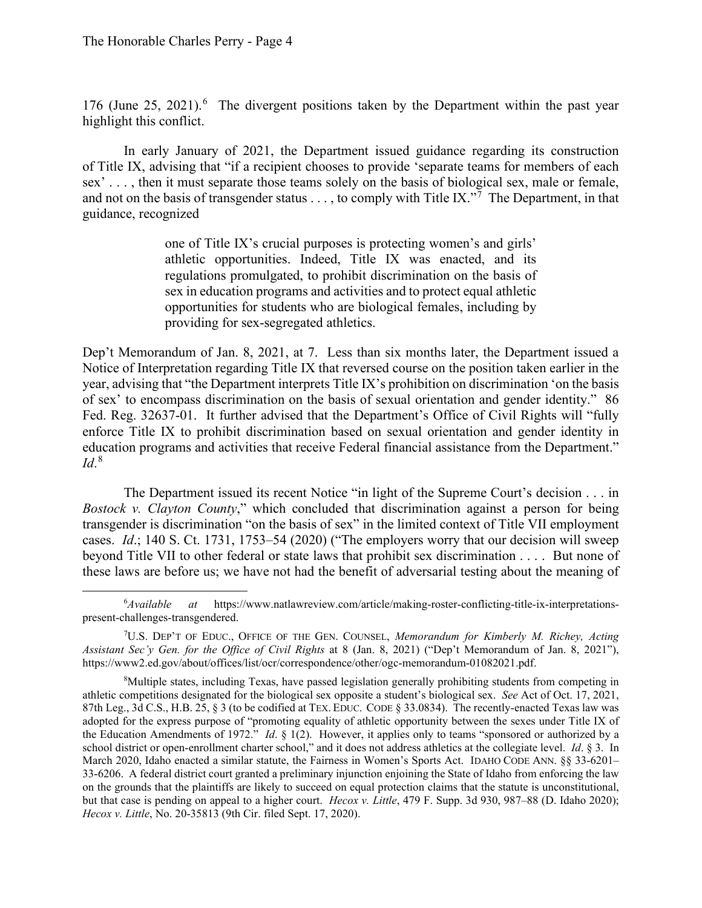176 (June 25, 2021).[6] The divergent positions taken by the Department within the past year highlight this conflict.

In early January of 2021, the Department issued guidance regarding its construction of Title IX, advising that "if a recipient chooses to provide 'separate teams for members of each sex' . . . , then it must separate those teams solely on the basis of biological sex, male or female, and not on the basis of transgender status . . . , to comply with Title IX."[7] The Department, in that guidance, recognized

> one of Title IX's crucial purposes is protecting women's and girls' athletic opportunities. Indeed, Title IX was enacted, and its regulations promulgated, to prohibit discrimination on the basis of sex in education programs and activities and to protect equal athletic opportunities for students who are biological females, including by providing for sex-segregated athletics.

Dep't Memorandum of Jan. 8, 2021, at 7. Less than six months later, the Department issued a Notice of Interpretation regarding Title IX that reversed course on the position taken earlier in the year, advising that "the Department interprets Title IX's prohibition on discrimination 'on the basis of sex' to encompass discrimination on the basis of sexual orientation and gender identity." 86 Fed. Reg. 32637-01. It further advised that the Department's Office of Civil Rights will "fully enforce Title IX to prohibit discrimination based on sexual orientation and gender identity in education programs and activities that receive Federal financial assistance from the Department." *Id*.[8]

The Department issued its recent Notice "in light of the Supreme Court's decision . . . in *Bostock v. Clayton County*," which concluded that discrimination against a person for being transgender is discrimination "on the basis of sex" in the limited context of Title VII employment cases. *Id*.; 140 S. Ct. 1731, 1753–54 (2020) ("The employers worry that our decision will sweep beyond Title VII to other federal or state laws that prohibit sex discrimination . . . . But none of these laws are before us; we have not had the benefit of adversarial testing about the meaning of

---

[6] *Available at* https://www.natlawreview.com/article/making-roster-conflicting-title-ix-interpretations-present-challenges-transgendered.

[7] U.S. DEP'T OF EDUC., OFFICE OF THE GEN. COUNSEL, *Memorandum for Kimberly M. Richey, Acting Assistant Sec'y Gen. for the Office of Civil Rights* at 8 (Jan. 8, 2021) ("Dep't Memorandum of Jan. 8, 2021"), https://www2.ed.gov/about/offices/list/ocr/correspondence/other/ogc-memorandum-01082021.pdf.

[8] Multiple states, including Texas, have passed legislation generally prohibiting students from competing in athletic competitions designated for the biological sex opposite a student's biological sex. *See* Act of Oct. 17, 2021, 87th Leg., 3d C.S., H.B. 25, § 3 (to be codified at TEX. EDUC. CODE § 33.0834). The recently-enacted Texas law was adopted for the express purpose of "promoting equality of athletic opportunity between the sexes under Title IX of the Education Amendments of 1972." *Id*. § 1(2). However, it applies only to teams "sponsored or authorized by a school district or open-enrollment charter school," and it does not address athletics at the collegiate level. *Id*. § 3. In March 2020, Idaho enacted a similar statute, the Fairness in Women's Sports Act. IDAHO CODE ANN. §§ 33-6201–33-6206. A federal district court granted a preliminary injunction enjoining the State of Idaho from enforcing the law on the grounds that the plaintiffs are likely to succeed on equal protection claims that the statute is unconstitutional, but that case is pending on appeal to a higher court. *Hecox v. Little*, 479 F. Supp. 3d 930, 987–88 (D. Idaho 2020); *Hecox v. Little*, No. 20-35813 (9th Cir. filed Sept. 17, 2020).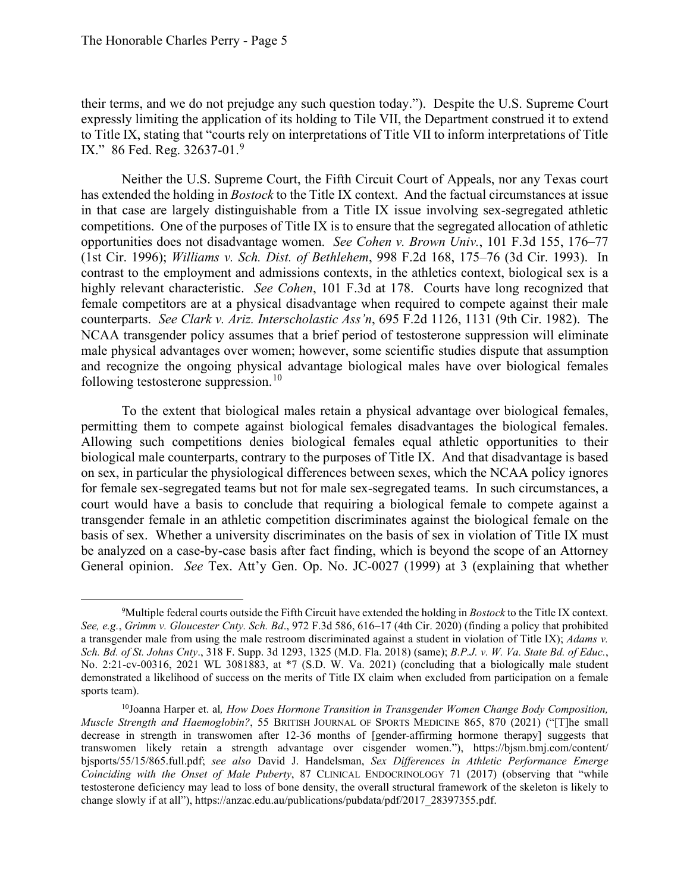their terms, and we do not prejudge any such question today."). Despite the U.S. Supreme Court expressly limiting the application of its holding to Tile VII, the Department construed it to extend to Title IX, stating that "courts rely on interpretations of Title VII to inform interpretations of Title IX." 86 Fed. Reg. 32637-01.[9]

Neither the U.S. Supreme Court, the Fifth Circuit Court of Appeals, nor any Texas court has extended the holding in *Bostock* to the Title IX context. And the factual circumstances at issue in that case are largely distinguishable from a Title IX issue involving sex-segregated athletic competitions. One of the purposes of Title IX is to ensure that the segregated allocation of athletic opportunities does not disadvantage women. *See Cohen v. Brown Univ.*, 101 F.3d 155, 176–77 (1st Cir. 1996); *Williams v. Sch. Dist. of Bethlehem*, 998 F.2d 168, 175–76 (3d Cir. 1993). In contrast to the employment and admissions contexts, in the athletics context, biological sex is a highly relevant characteristic. *See Cohen*, 101 F.3d at 178. Courts have long recognized that female competitors are at a physical disadvantage when required to compete against their male counterparts. *See Clark v. Ariz. Interscholastic Ass'n*, 695 F.2d 1126, 1131 (9th Cir. 1982). The NCAA transgender policy assumes that a brief period of testosterone suppression will eliminate male physical advantages over women; however, some scientific studies dispute that assumption and recognize the ongoing physical advantage biological males have over biological females following testosterone suppression.[10]

To the extent that biological males retain a physical advantage over biological females, permitting them to compete against biological females disadvantages the biological females. Allowing such competitions denies biological females equal athletic opportunities to their biological male counterparts, contrary to the purposes of Title IX. And that disadvantage is based on sex, in particular the physiological differences between sexes, which the NCAA policy ignores for female sex-segregated teams but not for male sex-segregated teams. In such circumstances, a court would have a basis to conclude that requiring a biological female to compete against a transgender female in an athletic competition discriminates against the biological female on the basis of sex. Whether a university discriminates on the basis of sex in violation of Title IX must be analyzed on a case-by-case basis after fact finding, which is beyond the scope of an Attorney General opinion. *See* Tex. Att'y Gen. Op. No. JC-0027 (1999) at 3 (explaining that whether

---

[9] Multiple federal courts outside the Fifth Circuit have extended the holding in *Bostock* to the Title IX context. *See, e.g.*, *Grimm v. Gloucester Cnty. Sch. Bd*., 972 F.3d 586, 616–17 (4th Cir. 2020) (finding a policy that prohibited a transgender male from using the male restroom discriminated against a student in violation of Title IX); *Adams v. Sch. Bd. of St. Johns Cnty*., 318 F. Supp. 3d 1293, 1325 (M.D. Fla. 2018) (same); *B.P.J. v. W. Va. State Bd. of Educ.*, No. 2:21-cv-00316, 2021 WL 3081883, at *7 (S.D. W. Va. 2021) (concluding that a biologically male student demonstrated a likelihood of success on the merits of Title IX claim when excluded from participation on a female sports team).

[10] Joanna Harper et. al*, How Does Hormone Transition in Transgender Women Change Body Composition, Muscle Strength and Haemoglobin?*, 55 BRITISH JOURNAL OF SPORTS MEDICINE 865, 870 (2021) ("[T]he small decrease in strength in transwomen after 12-36 months of [gender-affirming hormone therapy] suggests that transwomen likely retain a strength advantage over cisgender women."), https://bjsm.bmj.com/content/bjsports/55/15/865.full.pdf; *see also* David J. Handelsman, *Sex Differences in Athletic Performance Emerge Coinciding with the Onset of Male Puberty*, 87 CLINICAL ENDOCRINOLOGY 71 (2017) (observing that "while testosterone deficiency may lead to loss of bone density, the overall structural framework of the skeleton is likely to change slowly if at all"), https://anzac.edu.au/publications/pubdata/pdf/2017_28397355.pdf.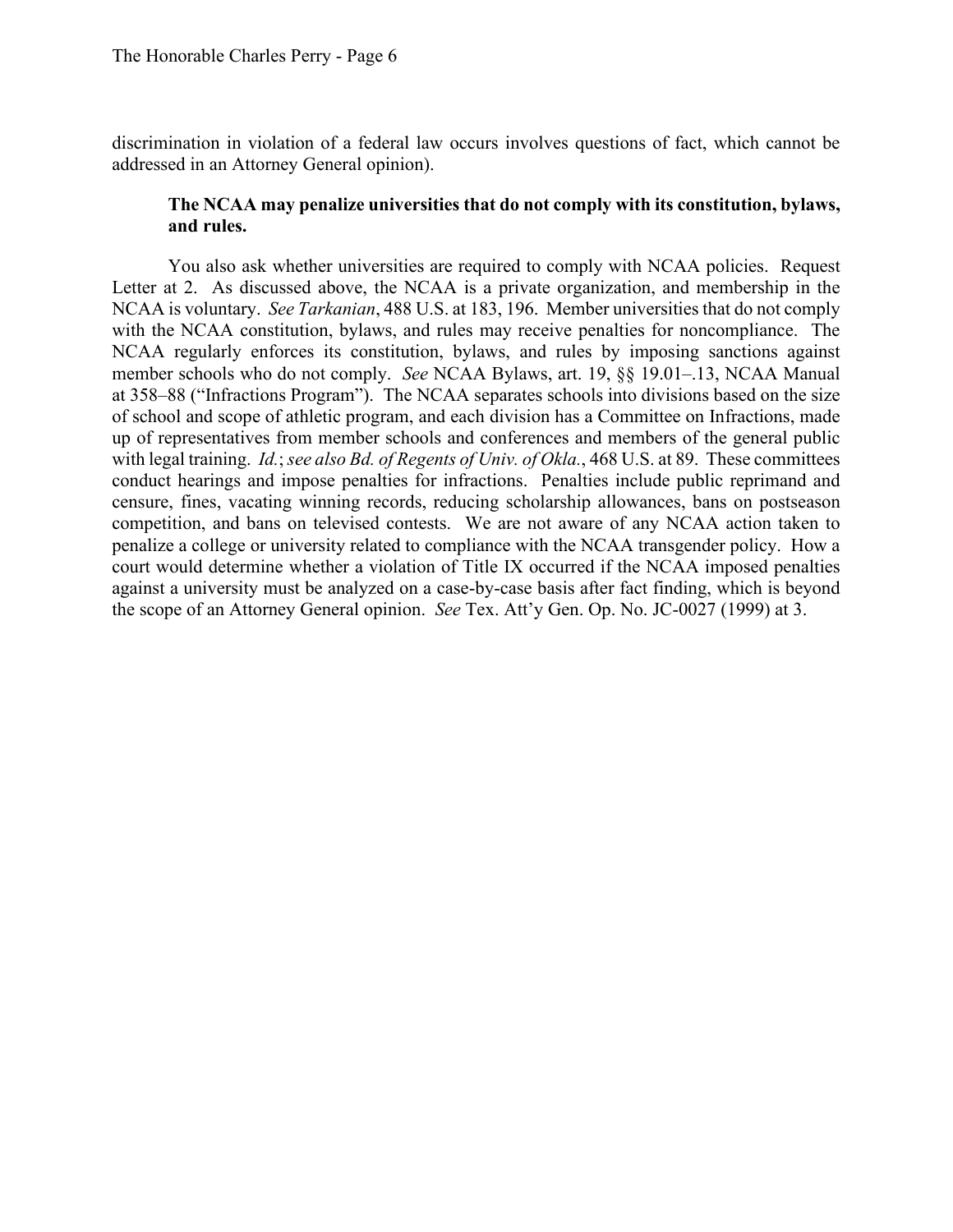discrimination in violation of a federal law occurs involves questions of fact, which cannot be addressed in an Attorney General opinion).

**The NCAA may penalize universities that do not comply with its constitution, bylaws, and rules.**

You also ask whether universities are required to comply with NCAA policies. Request Letter at 2. As discussed above, the NCAA is a private organization, and membership in the NCAA is voluntary. *See Tarkanian*, 488 U.S. at 183, 196. Member universities that do not comply with the NCAA constitution, bylaws, and rules may receive penalties for noncompliance. The NCAA regularly enforces its constitution, bylaws, and rules by imposing sanctions against member schools who do not comply. *See* NCAA Bylaws, art. 19, §§ 19.01–.13, NCAA Manual at 358–88 ("Infractions Program"). The NCAA separates schools into divisions based on the size of school and scope of athletic program, and each division has a Committee on Infractions, made up of representatives from member schools and conferences and members of the general public with legal training. *Id.*; *see also Bd. of Regents of Univ. of Okla.*, 468 U.S. at 89. These committees conduct hearings and impose penalties for infractions. Penalties include public reprimand and censure, fines, vacating winning records, reducing scholarship allowances, bans on postseason competition, and bans on televised contests. We are not aware of any NCAA action taken to penalize a college or university related to compliance with the NCAA transgender policy. How a court would determine whether a violation of Title IX occurred if the NCAA imposed penalties against a university must be analyzed on a case-by-case basis after fact finding, which is beyond the scope of an Attorney General opinion. *See* Tex. Att'y Gen. Op. No. JC-0027 (1999) at 3.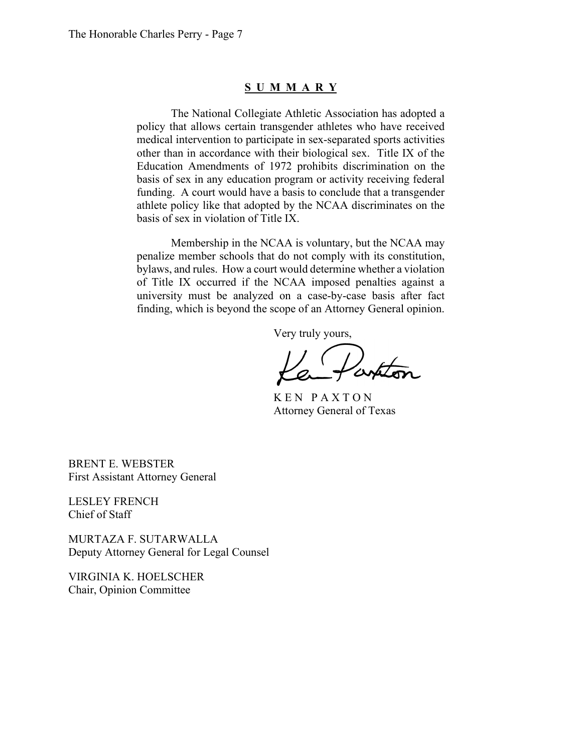## **S U M M A R Y**

The National Collegiate Athletic Association has adopted a policy that allows certain transgender athletes who have received medical intervention to participate in sex-separated sports activities other than in accordance with their biological sex. Title IX of the Education Amendments of 1972 prohibits discrimination on the basis of sex in any education program or activity receiving federal funding. A court would have a basis to conclude that a transgender athlete policy like that adopted by the NCAA discriminates on the basis of sex in violation of Title IX.

Membership in the NCAA is voluntary, but the NCAA may penalize member schools that do not comply with its constitution, bylaws, and rules. How a court would determine whether a violation of Title IX occurred if the NCAA imposed penalties against a university must be analyzed on a case-by-case basis after fact finding, which is beyond the scope of an Attorney General opinion.

Very truly yours,

K E N P A X T O N
Attorney General of Texas

BRENT E. WEBSTER
First Assistant Attorney General

LESLEY FRENCH
Chief of Staff

MURTAZA F. SUTARWALLA
Deputy Attorney General for Legal Counsel

VIRGINIA K. HOELSCHER
Chair, Opinion Committee